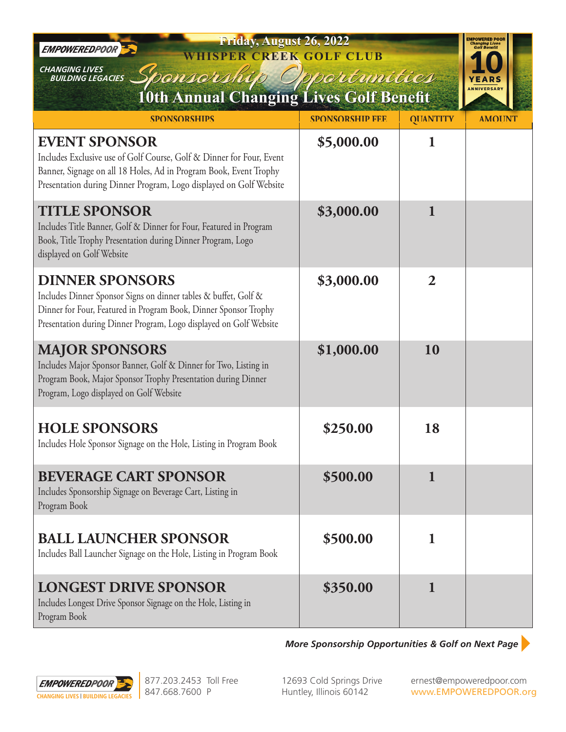EMPOWEREDPOOR

CHANGING LIVES BUILDING LEGACIES

**Friday, August 26, 2022**

**WHISPER CREEK GOLF CLUB**

*Sponsorship Opportunities*

# 10th Annual Changing Lives Golf Benefit

EMPOWERED POOR Changing Lives Golf Benefit 10 YEARS ANNIVERSARY

| SPONSORSHIPS | SPONSORSHIP FEE | QUANTITY | AMOUNT |
|---|---|---|---|
| **EVENT SPONSOR** Includes Exclusive use of Golf Course, Golf & Dinner for Four, Event Banner, Signage on all 18 Holes, Ad in Program Book, Event Trophy Presentation during Dinner Program, Logo displayed on Golf Website | **$5,000.00** | **1** | |
| **TITLE SPONSOR** Includes Title Banner, Golf & Dinner for Four, Featured in Program Book, Title Trophy Presentation during Dinner Program, Logo displayed on Golf Website | **$3,000.00** | **1** | |
| **DINNER SPONSORS** Includes Dinner Sponsor Signs on dinner tables & buffet, Golf & Dinner for Four, Featured in Program Book, Dinner Sponsor Trophy Presentation during Dinner Program, Logo displayed on Golf Website | **$3,000.00** | **2** | |
| **MAJOR SPONSORS** Includes Major Sponsor Banner, Golf & Dinner for Two, Listing in Program Book, Major Sponsor Trophy Presentation during Dinner Program, Logo displayed on Golf Website | **$1,000.00** | **10** | |
| **HOLE SPONSORS** Includes Hole Sponsor Signage on the Hole, Listing in Program Book | **$250.00** | **18** | |
| **BEVERAGE CART SPONSOR** Includes Sponsorship Signage on Beverage Cart, Listing in Program Book | **$500.00** | **1** | |
| **BALL LAUNCHER SPONSOR** Includes Ball Launcher Signage on the Hole, Listing in Program Book | **$500.00** | **1** | |
| **LONGEST DRIVE SPONSOR** Includes Longest Drive Sponsor Signage on the Hole, Listing in Program Book | **$350.00** | **1** | |

***More Sponsorship Opportunities & Golf on Next Page***

EMPOWEREDPOOR CHANGING LIVES | BUILDING LEGACIES

877.203.2453 Toll Free
847.668.7600 P

12693 Cold Springs Drive
Huntley, Illinois 60142

ernest@empoweredpoor.com
www.EMPOWEREDPOOR.org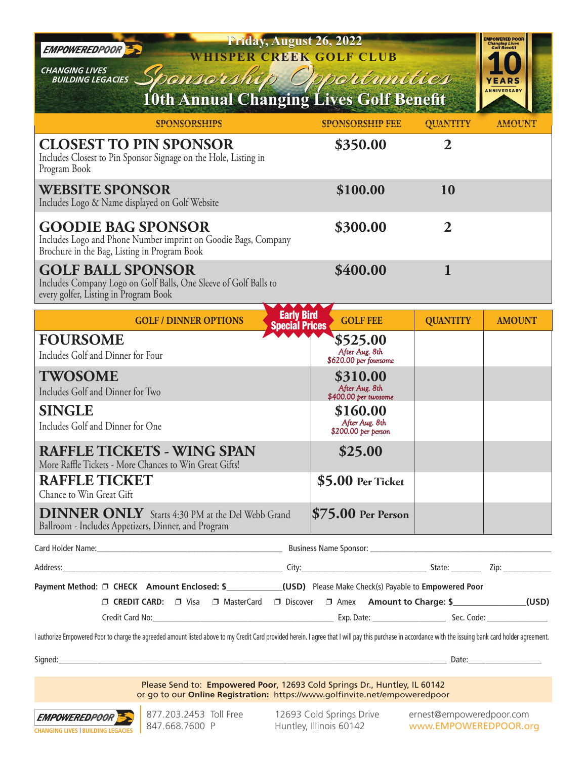**EMPOWEREDPOOR**

CHANGING LIVES BUILDING LEGACIES

Friday, August 26, 2022

WHISPER CREEK GOLF CLUB

# Sponsorship Opportunities

## 10th Annual Changing Lives Golf Benefit

EMPOWERED POOR Changing Lives Golf Benefit 10 YEARS ANNIVERSARY

| SPONSORSHIPS | SPONSORSHIP FEE | QUANTITY | AMOUNT |
|---|---|---|---|
| **CLOSEST TO PIN SPONSOR** Includes Closest to Pin Sponsor Signage on the Hole, Listing in Program Book | **$350.00** | **2** | |
| **WEBSITE SPONSOR** Includes Logo & Name displayed on Golf Website | **$100.00** | **10** | |
| **GOODIE BAG SPONSOR** Includes Logo and Phone Number imprint on Goodie Bags, Company Brochure in the Bag, Listing in Program Book | **$300.00** | **2** | |
| **GOLF BALL SPONSOR** Includes Company Logo on Golf Balls, One Sleeve of Golf Balls to every golfer, Listing in Program Book | **$400.00** | **1** | |

| GOLF / DINNER OPTIONS | Early Bird Special Prices GOLF FEE | QUANTITY | AMOUNT |
|---|---|---|---|
| **FOURSOME** Includes Golf and Dinner for Four | **$525.00** *After Aug. 8th $620.00 per foursome* | | |
| **TWOSOME** Includes Golf and Dinner for Two | **$310.00** *After Aug. 8th $400.00 per twosome* | | |
| **SINGLE** Includes Golf and Dinner for One | **$160.00** *After Aug. 8th $200.00 per person* | | |
| **RAFFLE TICKETS - WING SPAN** More Raffle Tickets - More Chances to Win Great Gifts! | **$25.00** | | |
| **RAFFLE TICKET** Chance to Win Great Gift | **$5.00 Per Ticket** | | |
| **DINNER ONLY** Starts 4:30 PM at the Del Webb Grand Ballroom - Includes Appetizers, Dinner, and Program | **$75.00 Per Person** | | |

Card Holder Name:______________________________ Business Name Sponsor: ______________________________

Address:______________________________ City:____________________ State: ________ Zip: ___________

**Payment Method:** ❒ **CHECK** **Amount Enclosed: $**____________**(USD)** Please Make Check(s) Payable to **Empowered Poor**

❒ **CREDIT CARD:** ❒ Visa ❒ MasterCard ❒ Discover ❒ Amex **Amount to Charge: $**_______________**(USD)**

Credit Card No:______________________________ Exp. Date: __________________ Sec. Code: _______________

I authorize Empowered Poor to charge the agreeded amount listed above to my Credit Card provided herein. I agree that I will pay this purchase in accordance with the issuing bank card holder agreement.

Signed:____________________________________________________________ Date:__________________

Please Send to: **Empowered Poor**, 12693 Cold Springs Dr., Huntley, IL 60142
or go to our **Online Registration:** https://www.golfinvite.net/empoweredpoor

**EMPOWEREDPOOR** CHANGING LIVES | BUILDING LEGACIES

877.203.2453 Toll Free
847.668.7600 P

12693 Cold Springs Drive
Huntley, Illinois 60142

ernest@empoweredpoor.com
www.EMPOWEREDPOOR.org